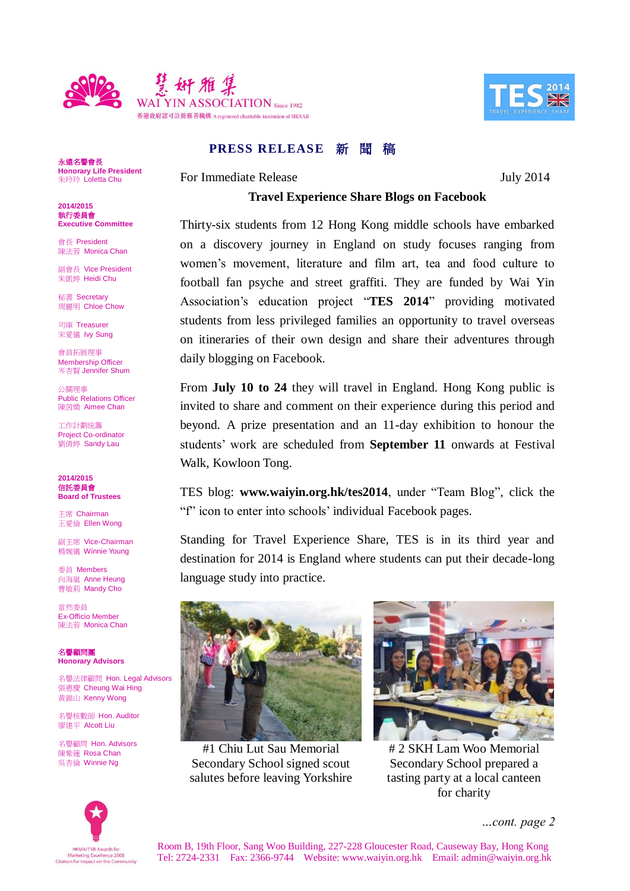慧妍雅集
WAI YIN ASSOCIATION Since 1982
香港政府認可註冊慈善機構 A registered charitable institution of HKSAR

TES 2014 TRAVEL EXPERIENCE SHARE

## PRESS RELEASE 新 聞 稿

永遠名譽會長
**Honorary Life President**
朱玲玲 Loletta Chu

**2014/2015**
**執行委員會**
**Executive Committee**

會長 President
陳法蓉 Monica Chan

副會長 Vice President
朱凱婷 Heidi Chu

秘書 Secretary
周麗明 Chloe Chow

司庫 Treasurer
宋愛儀 Ivy Sung

會員拓展理事
Membership Officer
岑杏賢 Jennifer Shum

公關理事
Public Relations Officer
陳茵薇 Aimee Chan

工作計劃統籌
Project Co-ordinator
劉倩婷 Sandy Lau

**2014/2015**
**信託委員會**
**Board of Trustees**

主席 Chairman
王愛倫 Ellen Wong

副主席 Vice-Chairman
楊婉儀 Winnie Young

委員 Members
向海嵐 Anne Heung
曹敏莉 Mandy Cho

當然委員
Ex-Officio Member
陳法蓉 Monica Chan

**名譽顧問團**
**Honorary Advisors**

名譽法律顧問 Hon. Legal Advisors
張惠慶 Cheung Wai Hing
黃錦山 Kenny Wong

名譽核數師 Hon. Auditor
廖建平 Alcott Liu

名譽顧問 Hon. Advisors
陳紫蓮 Rosa Chan
吳杏倫 Winnie Ng

HKMA/TVB Awards for Marketing Excellence 2008
Citation for Impact on the Community

For Immediate Release July 2014

### Travel Experience Share Blogs on Facebook

Thirty-six students from 12 Hong Kong middle schools have embarked on a discovery journey in England on study focuses ranging from women's movement, literature and film art, tea and food culture to football fan psyche and street graffiti. They are funded by Wai Yin Association's education project "**TES 2014**" providing motivated students from less privileged families an opportunity to travel overseas on itineraries of their own design and share their adventures through daily blogging on Facebook.

From **July 10 to 24** they will travel in England. Hong Kong public is invited to share and comment on their experience during this period and beyond. A prize presentation and an 11-day exhibition to honour the students' work are scheduled from **September 11** onwards at Festival Walk, Kowloon Tong.

TES blog: **www.waiyin.org.hk/tes2014**, under "Team Blog", click the "f" icon to enter into schools' individual Facebook pages.

Standing for Travel Experience Share, TES is in its third year and destination for 2014 is England where students can put their decade-long language study into practice.

#1 Chiu Lut Sau Memorial Secondary School signed scout salutes before leaving Yorkshire

# 2 SKH Lam Woo Memorial Secondary School prepared a tasting party at a local canteen for charity

*...cont. page 2*

Room B, 19th Floor, Sang Woo Building, 227-228 Gloucester Road, Causeway Bay, Hong Kong
Tel: 2724-2331 Fax: 2366-9744 Website: www.waiyin.org.hk Email: admin@waiyin.org.hk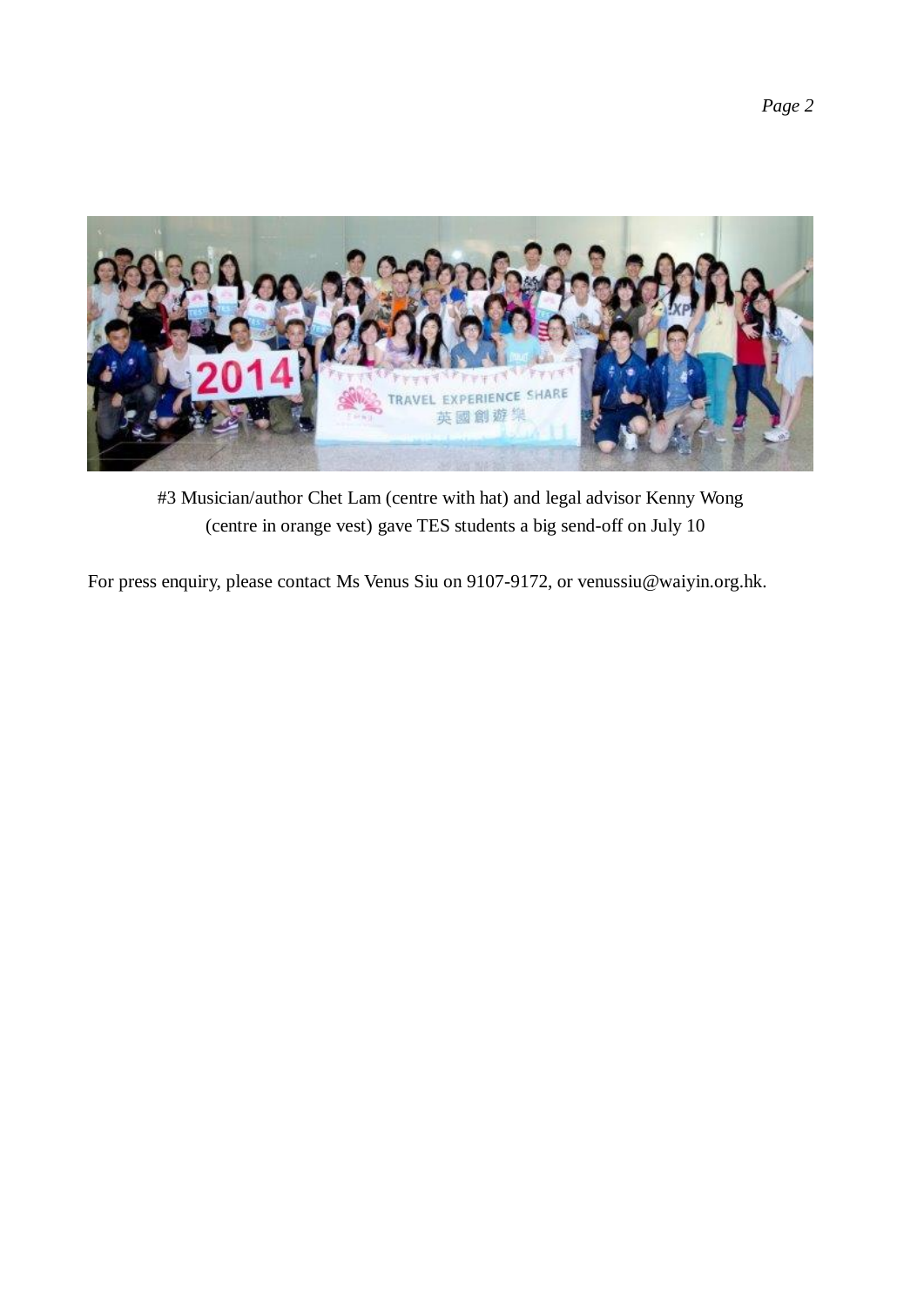#3 Musician/author Chet Lam (centre with hat) and legal advisor Kenny Wong (centre in orange vest) gave TES students a big send-off on July 10

For press enquiry, please contact Ms Venus Siu on 9107-9172, or venussiu@waiyin.org.hk.